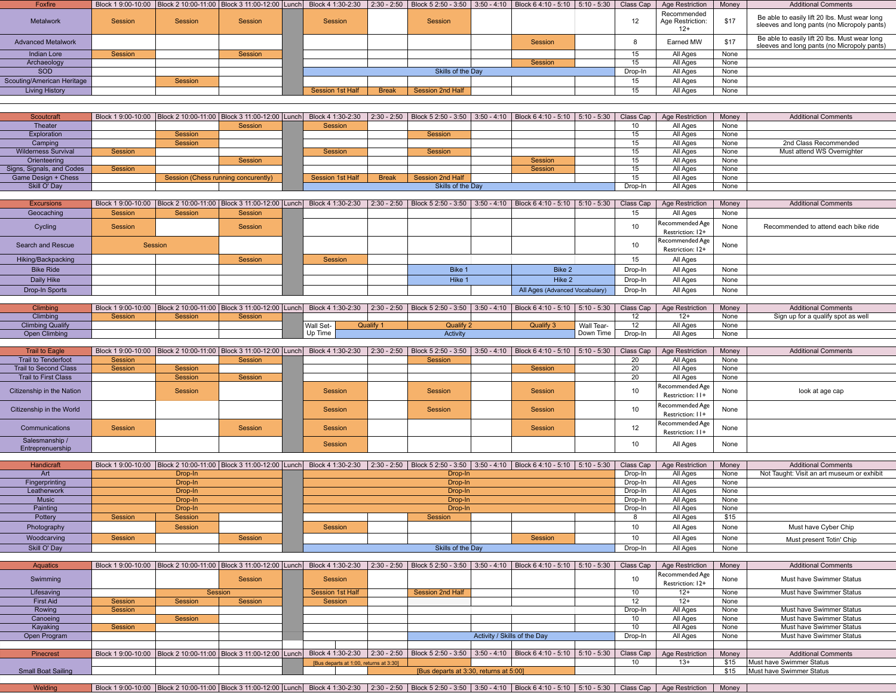| Foxfire | Block 1 9:00-10:00 | Block 2 10:00-11:00 | Block 3 11:00-12:00 | Lunch | Block 4 1:30-2:30 | 2:30 - 2:50 | Block 5 2:50 - 3:50 | 3:50 - 4:10 | Block 6 4:10 - 5:10 | 5:10 - 5:30 | Class Cap | Age Restriction | Money | Additional Comments |
|---|---|---|---|---|---|---|---|---|---|---|---|---|---|---|
| Metalwork | Session | Session | Session | | Session | | Session | | | | 12 | Recommended Age Restriction: 12+ | $17 | Be able to easily lift 20 lbs. Must wear long sleeves and long pants (no Micropoly pants) |
| Advanced Metalwork | | | | | | | | | Session | | 8 | Earned MW | $17 | Be able to easily lift 20 lbs. Must wear long sleeves and long pants (no Micropoly pants) |
| Indian Lore | Session | | Session | | | | | | | | 15 | All Ages | None | |
| Archaeology | | | | | | | | | Session | | 15 | All Ages | None | |
| SOD | | | | | Skills of the Day | | | | | | Drop-In | All Ages | None | |
| Scouting/American Heritage | | Session | | | | | | | | | 15 | All Ages | None | |
| Living History | | | | | Session 1st Half | Break | Session 2nd Half | | | | 15 | All Ages | None | |

| Scoutcraft | Block 1 9:00-10:00 | Block 2 10:00-11:00 | Block 3 11:00-12:00 | Lunch | Block 4 1:30-2:30 | 2:30 - 2:50 | Block 5 2:50 - 3:50 | 3:50 - 4:10 | Block 6 4:10 - 5:10 | 5:10 - 5:30 | Class Cap | Age Restriction | Money | Additional Comments |
|---|---|---|---|---|---|---|---|---|---|---|---|---|---|---|
| Theater | | | Session | | Session | | | | | | 10 | All Ages | None | |
| Exploration | | Session | | | | | Session | | | | 15 | All Ages | None | |
| Camping | | Session | | | | | | | | | 15 | All Ages | None | 2nd Class Recommended |
| Wilderness Survival | Session | | | | Session | | Session | | | | 15 | All Ages | None | Must attend WS Overnighter |
| Orienteering | | | Session | | | | | | Session | | 15 | All Ages | None | |
| Signs, Signals, and Codes | Session | | | | | | | | Session | | 15 | All Ages | None | |
| Game Design + Chess | | Session (Chess running concurently) | | | Session 1st Half | Break | Session 2nd Half | | | | 15 | All Ages | None | |
| Skill O' Day | | | | | Skills of the Day | | | | | | Drop-In | All Ages | None | |

| Excursions | Block 1 9:00-10:00 | Block 2 10:00-11:00 | Block 3 11:00-12:00 | Lunch | Block 4 1:30-2:30 | 2:30 - 2:50 | Block 5 2:50 - 3:50 | 3:50 - 4:10 | Block 6 4:10 - 5:10 | 5:10 - 5:30 | Class Cap | Age Restriction | Money | Additional Comments |
|---|---|---|---|---|---|---|---|---|---|---|---|---|---|---|
| Geocaching | Session | Session | Session | | | | | | | | 15 | All Ages | None | |
| Cycling | Session | | Session | | | | | | | | 10 | Recommended Age Restriction: 12+ | None | Recommended to attend each bike ride |
| Search and Rescue | Session | | | | | | | | | | 10 | Recommended Age Restriction: 12+ | None | |
| Hiking/Backpacking | | | Session | | Session | | | | | | 15 | All Ages | | |
| Bike Ride | | | | | | | Bike 1 | | Bike 2 | | Drop-In | All Ages | None | |
| Daily Hike | | | | | | | Hike 1 | | Hike 2 | | Drop-In | All Ages | None | |
| Drop-In Sports | | | | | | | | | All Ages (Advanced Vocabulary) | | Drop-In | All Ages | None | |

| Climbing | Block 1 9:00-10:00 | Block 2 10:00-11:00 | Block 3 11:00-12:00 | Lunch | Block 4 1:30-2:30 | 2:30 - 2:50 | Block 5 2:50 - 3:50 | 3:50 - 4:10 | Block 6 4:10 - 5:10 | 5:10 - 5:30 | Class Cap | Age Restriction | Money | Additional Comments |
|---|---|---|---|---|---|---|---|---|---|---|---|---|---|---|
| Climbing | Session | Session | Session | | | | | | | | 12 | 12+ | None | Sign up for a qualify spot as well |
| Climbing Qualify | | | | | Wall Set-Up Time / Qualify 1 | | Qualify 2 | | Qualify 3 | Wall Tear-Down Time | 12 | All Ages | None | |
| Open Climbing | | | | | Activity | | | | | | Drop-In | All Ages | None | |

| Trail to Eagle | Block 1 9:00-10:00 | Block 2 10:00-11:00 | Block 3 11:00-12:00 | Lunch | Block 4 1:30-2:30 | 2:30 - 2:50 | Block 5 2:50 - 3:50 | 3:50 - 4:10 | Block 6 4:10 - 5:10 | 5:10 - 5:30 | Class Cap | Age Restriction | Money | Additional Comments |
|---|---|---|---|---|---|---|---|---|---|---|---|---|---|---|
| Trail to Tenderfoot | Session | | Session | | | | Session | | | | 20 | All Ages | None | |
| Trail to Second Class | Session | Session | | | | | | | Session | | 20 | All Ages | None | |
| Trail to First Class | | Session | Session | | | | | | | | 20 | All Ages | None | |
| Citizenship in the Nation | | Session | | | Session | | Session | | Session | | 10 | Recommended Age Restriction: 11+ | None | look at age cap |
| Citizenship in the World | | | | | Session | | Session | | Session | | 10 | Recommended Age Restriction: 11+ | None | |
| Communications | Session | | Session | | Session | | | | Session | | 12 | Recommended Age Restriction: 11+ | None | |
| Salesmanship / Entrepreneurship | | | | | Session | | | | | | 10 | All Ages | None | |

| Handicraft | Block 1 9:00-10:00 | Block 2 10:00-11:00 | Block 3 11:00-12:00 | Lunch | Block 4 1:30-2:30 | 2:30 - 2:50 | Block 5 2:50 - 3:50 | 3:50 - 4:10 | Block 6 4:10 - 5:10 | 5:10 - 5:30 | Class Cap | Age Restriction | Money | Additional Comments |
|---|---|---|---|---|---|---|---|---|---|---|---|---|---|---|
| Art | Drop-In | | | | Drop-In | | | | | | Drop-In | All Ages | None | Not Taught: Visit an art museum or exhibit |
| Fingerprinting | Drop-In | | | | Drop-In | | | | | | Drop-In | All Ages | None | |
| Leatherwork | Drop-In | | | | Drop-In | | | | | | Drop-In | All Ages | None | |
| Music | Drop-In | | | | Drop-In | | | | | | Drop-In | All Ages | None | |
| Painting | Drop-In | | | | Drop-In | | | | | | Drop-In | All Ages | None | |
| Pottery | Session | Session | | | | | Session | | | | 8 | All Ages | $15 | |
| Photography | | Session | | | Session | | | | | | 10 | All Ages | None | Must have Cyber Chip |
| Woodcarving | Session | | Session | | | | | | Session | | 10 | All Ages | None | Must present Totin' Chip |
| Skill O' Day | | | | | Skills of the Day | | | | | | Drop-In | All Ages | None | |

| Aquatics | Block 1 9:00-10:00 | Block 2 10:00-11:00 | Block 3 11:00-12:00 | Lunch | Block 4 1:30-2:30 | 2:30 - 2:50 | Block 5 2:50 - 3:50 | 3:50 - 4:10 | Block 6 4:10 - 5:10 | 5:10 - 5:30 | Class Cap | Age Restriction | Money | Additional Comments |
|---|---|---|---|---|---|---|---|---|---|---|---|---|---|---|
| Swimming | | | Session | | Session | | | | | | 10 | Recommended Age Restriction: 12+ | None | Must have Swimmer Status |
| Lifesaving | | Session | | | Session 1st Half | | Session 2nd Half | | | | 10 | 12+ | None | Must have Swimmer Status |
| First Aid | Session | Session | Session | | Session | | | | | | 12 | 12+ | None | |
| Rowing | Session | | | | | | | | | | Drop-In | All Ages | None | Must have Swimmer Status |
| Canoeing | | Session | | | | | | | | | 10 | All Ages | None | Must have Swimmer Status |
| Kayaking | Session | | | | | | | | | | 10 | All Ages | None | Must have Swimmer Status |
| Open Program | | | | | | | Activity / Skills of the Day | | | | Drop-In | All Ages | None | Must have Swimmer Status |

| Pinecrest | Block 1 9:00-10:00 | Block 2 10:00-11:00 | Block 3 11:00-12:00 | Lunch | Block 4 1:30-2:30 | 2:30 - 2:50 | Block 5 2:50 - 3:50 | 3:50 - 4:10 | Block 6 4:10 - 5:10 | 5:10 - 5:30 | Class Cap | Age Restriction | Money | Additional Comments |
|---|---|---|---|---|---|---|---|---|---|---|---|---|---|---|
| Small Boat Sailing | | | | | [Bus departs at 1:00, returns at 3:30] | | | | | | 10 | 13+ | $15 | Must have Swimmer Status |
| | | | | | | [Bus departs at 3:30, returns at 5:00] | | | | | | | $15 | Must have Swimmer Status |

| Welding | Block 1 9:00-10:00 | Block 2 10:00-11:00 | Block 3 11:00-12:00 | Lunch | Block 4 1:30-2:30 | 2:30 - 2:50 | Block 5 2:50 - 3:50 | 3:50 - 4:10 | Block 6 4:10 - 5:10 | 5:10 - 5:30 | Class Cap | Age Restriction | Money | |
|---|---|---|---|---|---|---|---|---|---|---|---|---|---|---|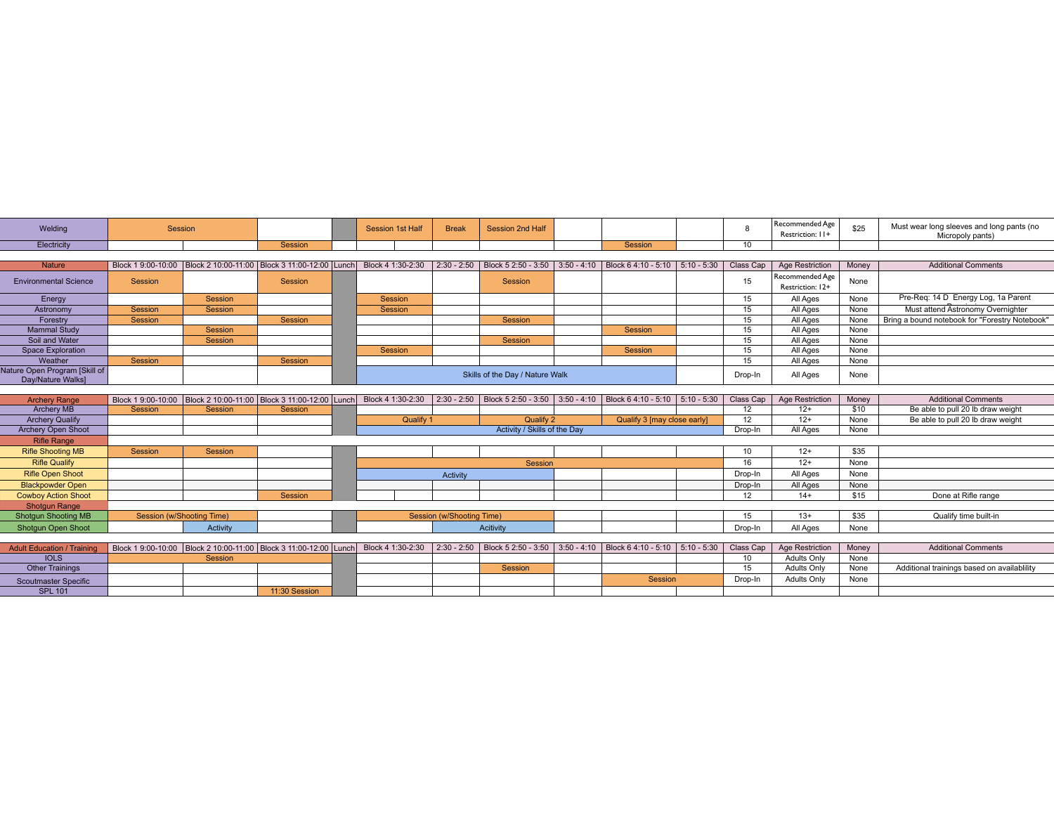| | | | | | | | | | | | | | | |
|---|---|---|---|---|---|---|---|---|---|---|---|---|---|---|
| Welding | Session | | | | Session 1st Half | Break | Session 2nd Half | | | | 8 | Recommended Age Restriction: 11+ | $25 | Must wear long sleeves and long pants (no Micropoly pants) |
| Electricity | | | Session | | | | | | Session | | 10 | | | |

| Nature | Block 1 9:00-10:00 | Block 2 10:00-11:00 | Block 3 11:00-12:00 | Lunch | Block 4 1:30-2:30 | 2:30 - 2:50 | Block 5 2:50 - 3:50 | 3:50 - 4:10 | Block 6 4:10 - 5:10 | 5:10 - 5:30 | Class Cap | Age Restriction | Money | Additional Comments |
|---|---|---|---|---|---|---|---|---|---|---|---|---|---|---|
| Environmental Science | Session | | Session | | | | Session | | | | 15 | Recommended Age Restriction: 12+ | None | |
| Energy | | Session | | | Session | | | | | | 15 | All Ages | None | Pre-Req: 14 D Energy Log, 1a Parent |
| Astronomy | Session | Session | | | Session | | | | | | 15 | All Ages | None | Must attend Astronomy Overnighter |
| Forestry | Session | | Session | | | | Session | | | | 15 | All Ages | None | Bring a bound notebook for "Forestry Notebook" |
| Mammal Study | | Session | | | | | | | Session | | 15 | All Ages | None | |
| Soil and Water | | Session | | | | | Session | | | | 15 | All Ages | None | |
| Space Exploration | | | | | Session | | | | Session | | 15 | All Ages | None | |
| Weather | Session | | Session | | | | | | | | 15 | All Ages | None | |
| Nature Open Program [Skill of Day/Nature Walks] | | | | | Skills of the Day / Nature Walk | | | | | | Drop-In | All Ages | None | |

| Archery Range | Block 1 9:00-10:00 | Block 2 10:00-11:00 | Block 3 11:00-12:00 | Lunch | Block 4 1:30-2:30 | 2:30 - 2:50 | Block 5 2:50 - 3:50 | 3:50 - 4:10 | Block 6 4:10 - 5:10 | 5:10 - 5:30 | Class Cap | Age Restriction | Money | Additional Comments |
|---|---|---|---|---|---|---|---|---|---|---|---|---|---|---|
| Archery MB | Session | Session | Session | | | | | | | | 12 | 12+ | $10 | Be able to pull 20 lb draw weight |
| Archery Qualify | | | | | Qualify 1 | | Qualify 2 | | Qualify 3 [may close early] | | 12 | 12+ | None | Be able to pull 20 lb draw weight |
| Archery Open Shoot | | | | | Activity / Skills of the Day | | | | | | Drop-In | All Ages | None | |
| Rifle Range | | | | | | | | | | | | | | |
| Rifle Shooting MB | Session | Session | | | | | | | | | 10 | 12+ | $35 | |
| Rifle Qualify | | | | | Session | | | | | | 16 | 12+ | None | |
| Rifle Open Shoot | | | | | Activity | | | | | | Drop-In | All Ages | None | |
| Blackpowder Open | | | | | | | | | | | Drop-In | All Ages | None | |
| Cowboy Action Shoot | | | Session | | | | | | | | 12 | 14+ | $15 | Done at Rifle range |
| Shotgun Range | | | | | | | | | | | | | | |
| Shotgun Shooting MB | Session (w/Shooting Time) | | | | Session (w/Shooting Time) | | | | | | 15 | 13+ | $35 | Qualify time built-in |
| Shotgun Open Shoot | | Activity | | | | Acitivity | | | | | Drop-In | All Ages | None | |

| Adult Education / Training | Block 1 9:00-10:00 | Block 2 10:00-11:00 | Block 3 11:00-12:00 | Lunch | Block 4 1:30-2:30 | 2:30 - 2:50 | Block 5 2:50 - 3:50 | 3:50 - 4:10 | Block 6 4:10 - 5:10 | 5:10 - 5:30 | Class Cap | Age Restriction | Money | Additional Comments |
|---|---|---|---|---|---|---|---|---|---|---|---|---|---|---|
| IOLS | | Session | | | | | | | | | 10 | Adults Only | None | |
| Other Trainings | | | | | | | Session | | | | 15 | Adults Only | None | Additional trainings based on availablility |
| Scoutmaster Specific | | | | | | | | | Session | | Drop-In | Adults Only | None | |
| SPL 101 | | | 11:30 Session | | | | | | | | | | | |